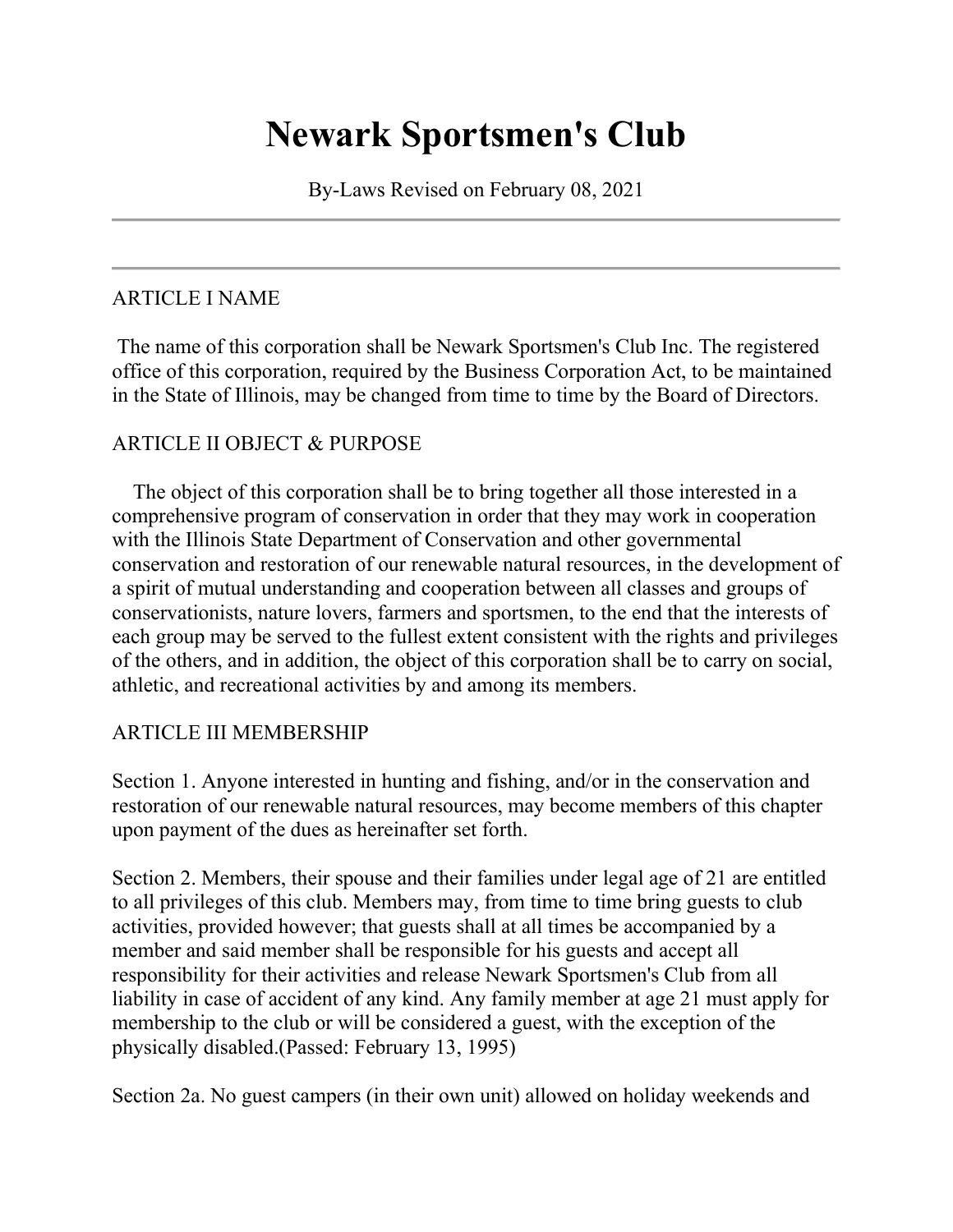# Newark Sportsmen's Club

By-Laws Revised on February 08, 2021

---

---

ARTICLE I NAME

The name of this corporation shall be Newark Sportsmen's Club Inc. The registered office of this corporation, required by the Business Corporation Act, to be maintained in the State of Illinois, may be changed from time to time by the Board of Directors.

ARTICLE II OBJECT & PURPOSE

The object of this corporation shall be to bring together all those interested in a comprehensive program of conservation in order that they may work in cooperation with the Illinois State Department of Conservation and other governmental conservation and restoration of our renewable natural resources, in the development of a spirit of mutual understanding and cooperation between all classes and groups of conservationists, nature lovers, farmers and sportsmen, to the end that the interests of each group may be served to the fullest extent consistent with the rights and privileges of the others, and in addition, the object of this corporation shall be to carry on social, athletic, and recreational activities by and among its members.

ARTICLE III MEMBERSHIP

Section 1. Anyone interested in hunting and fishing, and/or in the conservation and restoration of our renewable natural resources, may become members of this chapter upon payment of the dues as hereinafter set forth.

Section 2. Members, their spouse and their families under legal age of 21 are entitled to all privileges of this club. Members may, from time to time bring guests to club activities, provided however; that guests shall at all times be accompanied by a member and said member shall be responsible for his guests and accept all responsibility for their activities and release Newark Sportsmen's Club from all liability in case of accident of any kind. Any family member at age 21 must apply for membership to the club or will be considered a guest, with the exception of the physically disabled.(Passed: February 13, 1995)

Section 2a. No guest campers (in their own unit) allowed on holiday weekends and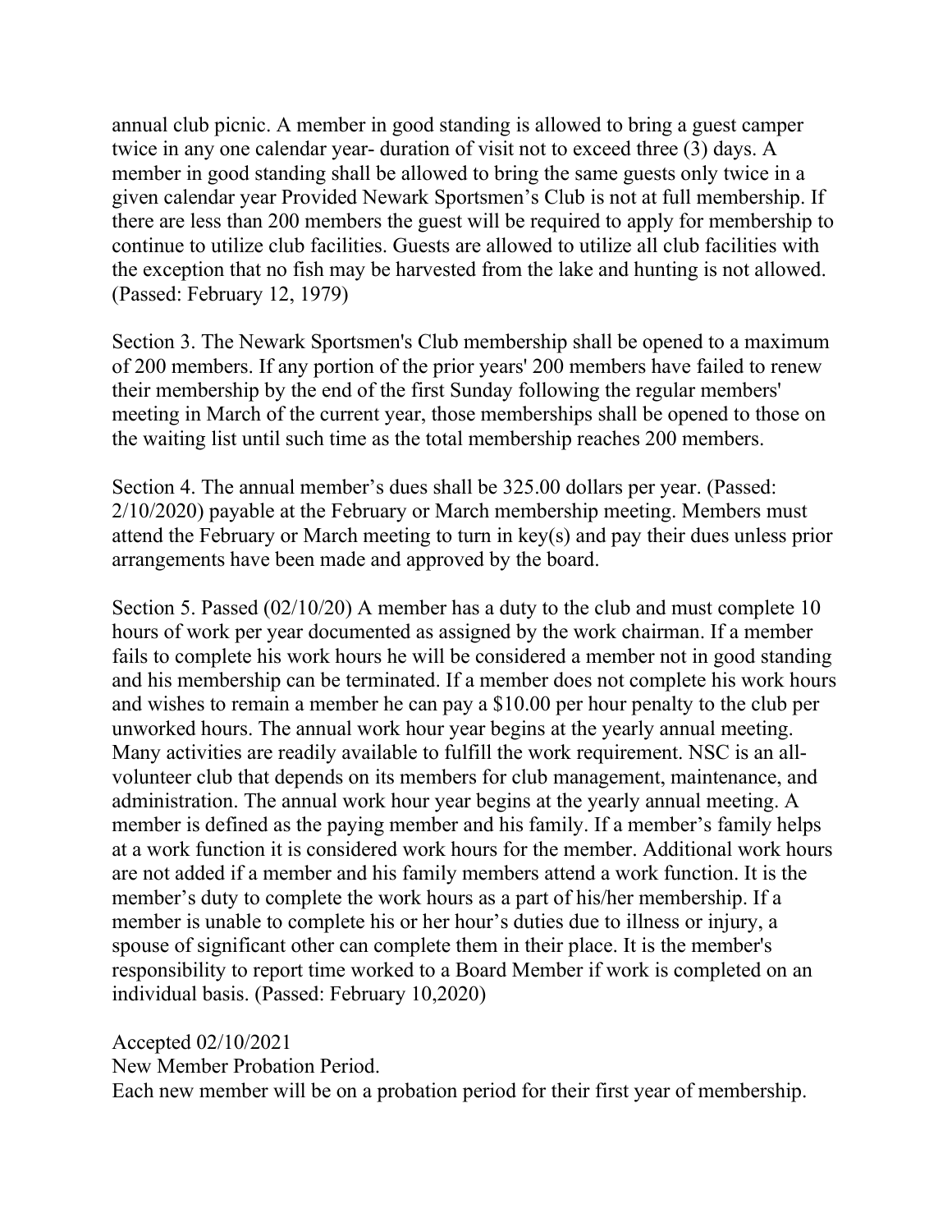annual club picnic. A member in good standing is allowed to bring a guest camper twice in any one calendar year- duration of visit not to exceed three (3) days. A member in good standing shall be allowed to bring the same guests only twice in a given calendar year Provided Newark Sportsmen's Club is not at full membership. If there are less than 200 members the guest will be required to apply for membership to continue to utilize club facilities. Guests are allowed to utilize all club facilities with the exception that no fish may be harvested from the lake and hunting is not allowed. (Passed: February 12, 1979)

Section 3. The Newark Sportsmen's Club membership shall be opened to a maximum of 200 members. If any portion of the prior years' 200 members have failed to renew their membership by the end of the first Sunday following the regular members' meeting in March of the current year, those memberships shall be opened to those on the waiting list until such time as the total membership reaches 200 members.

Section 4. The annual member's dues shall be 325.00 dollars per year. (Passed: 2/10/2020) payable at the February or March membership meeting. Members must attend the February or March meeting to turn in key(s) and pay their dues unless prior arrangements have been made and approved by the board.

Section 5. Passed (02/10/20) A member has a duty to the club and must complete 10 hours of work per year documented as assigned by the work chairman. If a member fails to complete his work hours he will be considered a member not in good standing and his membership can be terminated. If a member does not complete his work hours and wishes to remain a member he can pay a $10.00 per hour penalty to the club per unworked hours. The annual work hour year begins at the yearly annual meeting. Many activities are readily available to fulfill the work requirement. NSC is an all-volunteer club that depends on its members for club management, maintenance, and administration. The annual work hour year begins at the yearly annual meeting. A member is defined as the paying member and his family. If a member's family helps at a work function it is considered work hours for the member. Additional work hours are not added if a member and his family members attend a work function. It is the member's duty to complete the work hours as a part of his/her membership. If a member is unable to complete his or her hour's duties due to illness or injury, a spouse of significant other can complete them in their place. It is the member's responsibility to report time worked to a Board Member if work is completed on an individual basis. (Passed: February 10,2020)

Accepted 02/10/2021
New Member Probation Period.
Each new member will be on a probation period for their first year of membership.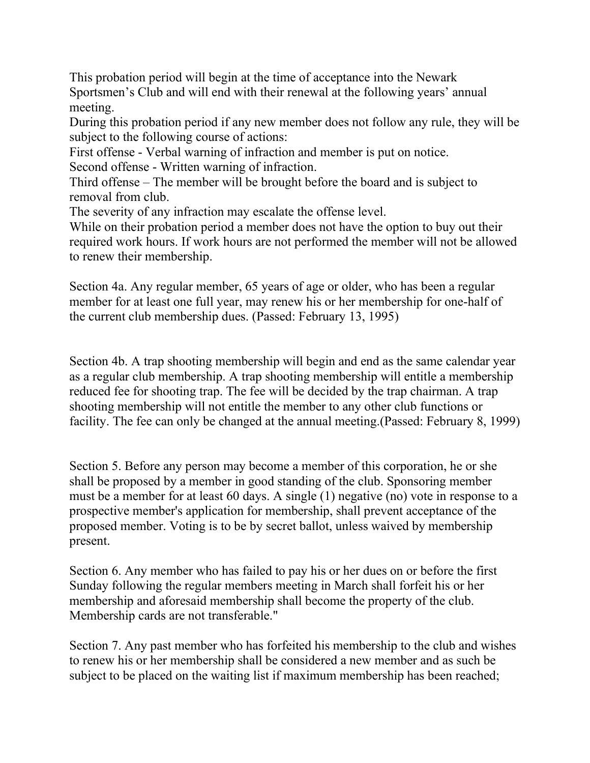This probation period will begin at the time of acceptance into the Newark Sportsmen's Club and will end with their renewal at the following years' annual meeting.

During this probation period if any new member does not follow any rule, they will be subject to the following course of actions:

First offense - Verbal warning of infraction and member is put on notice.

Second offense - Written warning of infraction.

Third offense – The member will be brought before the board and is subject to removal from club.

The severity of any infraction may escalate the offense level.

While on their probation period a member does not have the option to buy out their required work hours. If work hours are not performed the member will not be allowed to renew their membership.

Section 4a. Any regular member, 65 years of age or older, who has been a regular member for at least one full year, may renew his or her membership for one-half of the current club membership dues. (Passed: February 13, 1995)

Section 4b. A trap shooting membership will begin and end as the same calendar year as a regular club membership. A trap shooting membership will entitle a membership reduced fee for shooting trap. The fee will be decided by the trap chairman. A trap shooting membership will not entitle the member to any other club functions or facility. The fee can only be changed at the annual meeting.(Passed: February 8, 1999)

Section 5. Before any person may become a member of this corporation, he or she shall be proposed by a member in good standing of the club. Sponsoring member must be a member for at least 60 days. A single (1) negative (no) vote in response to a prospective member's application for membership, shall prevent acceptance of the proposed member. Voting is to be by secret ballot, unless waived by membership present.

Section 6. Any member who has failed to pay his or her dues on or before the first Sunday following the regular members meeting in March shall forfeit his or her membership and aforesaid membership shall become the property of the club. Membership cards are not transferable."

Section 7. Any past member who has forfeited his membership to the club and wishes to renew his or her membership shall be considered a new member and as such be subject to be placed on the waiting list if maximum membership has been reached;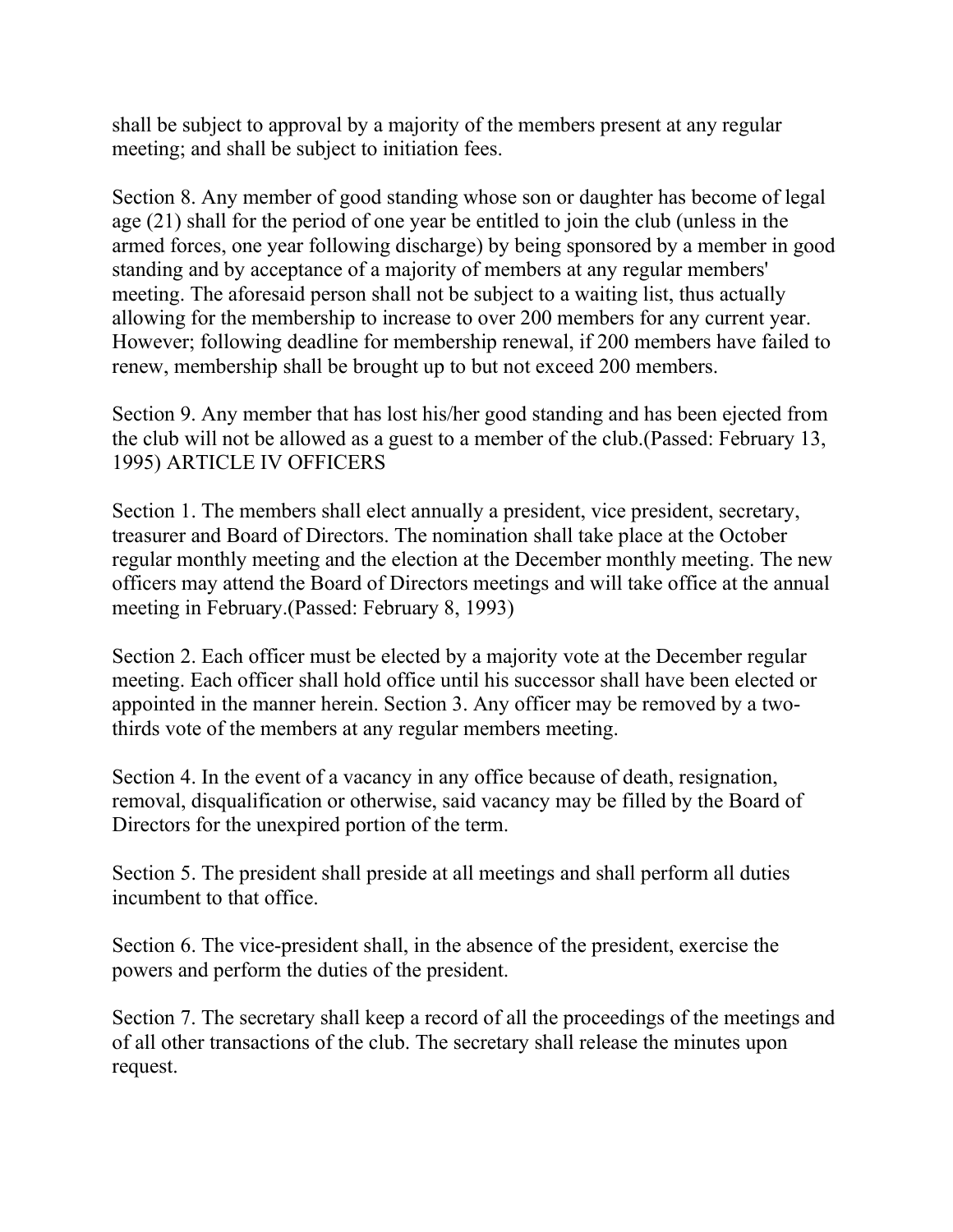shall be subject to approval by a majority of the members present at any regular meeting; and shall be subject to initiation fees.

Section 8. Any member of good standing whose son or daughter has become of legal age (21) shall for the period of one year be entitled to join the club (unless in the armed forces, one year following discharge) by being sponsored by a member in good standing and by acceptance of a majority of members at any regular members' meeting. The aforesaid person shall not be subject to a waiting list, thus actually allowing for the membership to increase to over 200 members for any current year. However; following deadline for membership renewal, if 200 members have failed to renew, membership shall be brought up to but not exceed 200 members.

Section 9. Any member that has lost his/her good standing and has been ejected from the club will not be allowed as a guest to a member of the club.(Passed: February 13, 1995) ARTICLE IV OFFICERS

Section 1. The members shall elect annually a president, vice president, secretary, treasurer and Board of Directors. The nomination shall take place at the October regular monthly meeting and the election at the December monthly meeting. The new officers may attend the Board of Directors meetings and will take office at the annual meeting in February.(Passed: February 8, 1993)

Section 2. Each officer must be elected by a majority vote at the December regular meeting. Each officer shall hold office until his successor shall have been elected or appointed in the manner herein. Section 3. Any officer may be removed by a two-thirds vote of the members at any regular members meeting.

Section 4. In the event of a vacancy in any office because of death, resignation, removal, disqualification or otherwise, said vacancy may be filled by the Board of Directors for the unexpired portion of the term.

Section 5. The president shall preside at all meetings and shall perform all duties incumbent to that office.

Section 6. The vice-president shall, in the absence of the president, exercise the powers and perform the duties of the president.

Section 7. The secretary shall keep a record of all the proceedings of the meetings and of all other transactions of the club. The secretary shall release the minutes upon request.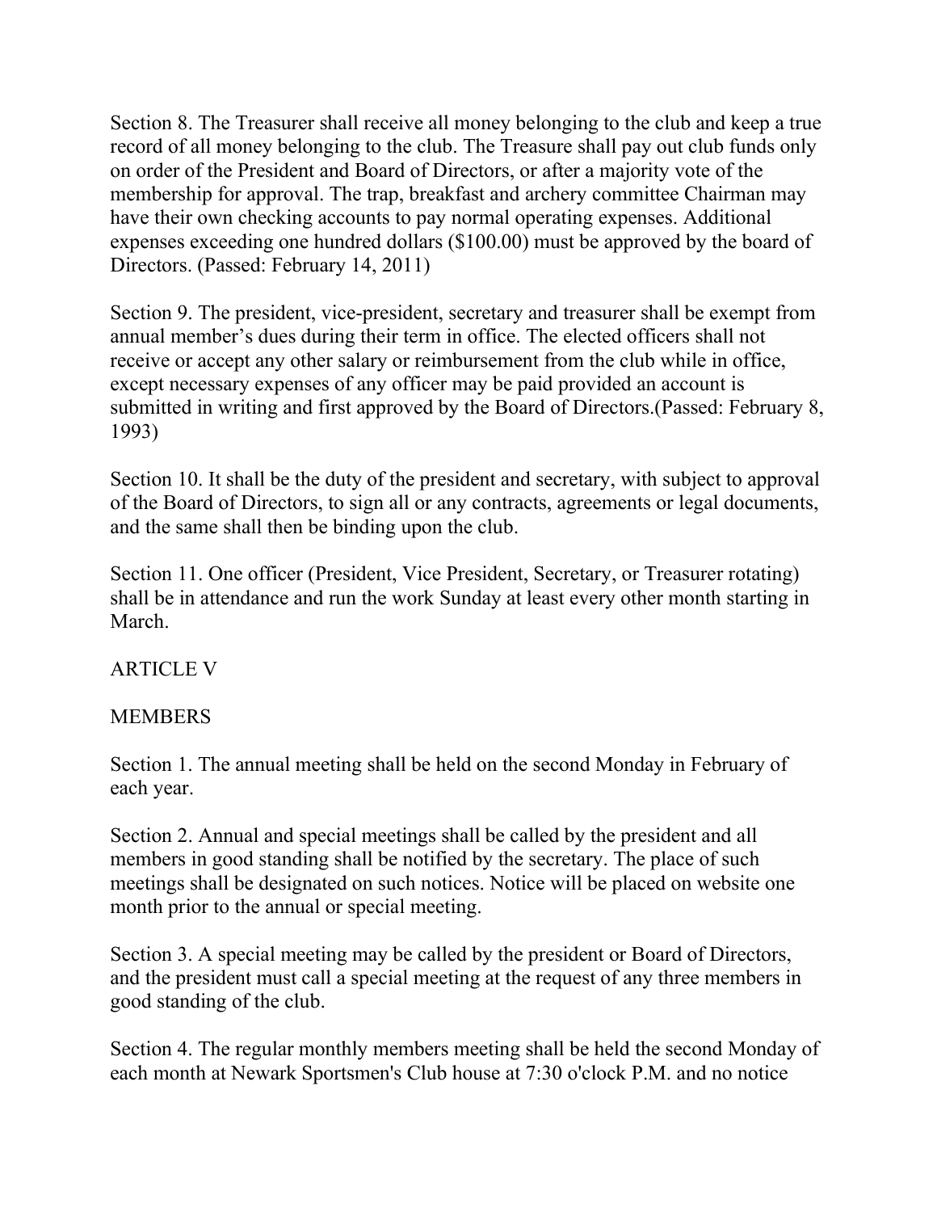Section 8. The Treasurer shall receive all money belonging to the club and keep a true record of all money belonging to the club. The Treasure shall pay out club funds only on order of the President and Board of Directors, or after a majority vote of the membership for approval. The trap, breakfast and archery committee Chairman may have their own checking accounts to pay normal operating expenses. Additional expenses exceeding one hundred dollars ($100.00) must be approved by the board of Directors. (Passed: February 14, 2011)

Section 9. The president, vice-president, secretary and treasurer shall be exempt from annual member's dues during their term in office. The elected officers shall not receive or accept any other salary or reimbursement from the club while in office, except necessary expenses of any officer may be paid provided an account is submitted in writing and first approved by the Board of Directors.(Passed: February 8, 1993)

Section 10. It shall be the duty of the president and secretary, with subject to approval of the Board of Directors, to sign all or any contracts, agreements or legal documents, and the same shall then be binding upon the club.

Section 11. One officer (President, Vice President, Secretary, or Treasurer rotating) shall be in attendance and run the work Sunday at least every other month starting in March.

## ARTICLE V

## MEMBERS

Section 1. The annual meeting shall be held on the second Monday in February of each year.

Section 2. Annual and special meetings shall be called by the president and all members in good standing shall be notified by the secretary. The place of such meetings shall be designated on such notices. Notice will be placed on website one month prior to the annual or special meeting.

Section 3. A special meeting may be called by the president or Board of Directors, and the president must call a special meeting at the request of any three members in good standing of the club.

Section 4. The regular monthly members meeting shall be held the second Monday of each month at Newark Sportsmen's Club house at 7:30 o'clock P.M. and no notice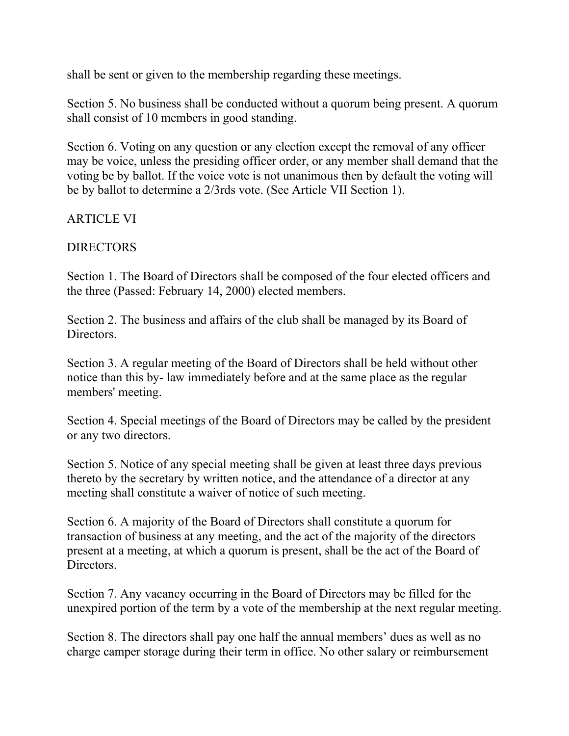shall be sent or given to the membership regarding these meetings.

Section 5. No business shall be conducted without a quorum being present. A quorum shall consist of 10 members in good standing.

Section 6. Voting on any question or any election except the removal of any officer may be voice, unless the presiding officer order, or any member shall demand that the voting be by ballot. If the voice vote is not unanimous then by default the voting will be by ballot to determine a 2/3rds vote. (See Article VII Section 1).

## ARTICLE VI

## DIRECTORS

Section 1. The Board of Directors shall be composed of the four elected officers and the three (Passed: February 14, 2000) elected members.

Section 2. The business and affairs of the club shall be managed by its Board of Directors.

Section 3. A regular meeting of the Board of Directors shall be held without other notice than this by- law immediately before and at the same place as the regular members' meeting.

Section 4. Special meetings of the Board of Directors may be called by the president or any two directors.

Section 5. Notice of any special meeting shall be given at least three days previous thereto by the secretary by written notice, and the attendance of a director at any meeting shall constitute a waiver of notice of such meeting.

Section 6. A majority of the Board of Directors shall constitute a quorum for transaction of business at any meeting, and the act of the majority of the directors present at a meeting, at which a quorum is present, shall be the act of the Board of Directors.

Section 7. Any vacancy occurring in the Board of Directors may be filled for the unexpired portion of the term by a vote of the membership at the next regular meeting.

Section 8. The directors shall pay one half the annual members' dues as well as no charge camper storage during their term in office. No other salary or reimbursement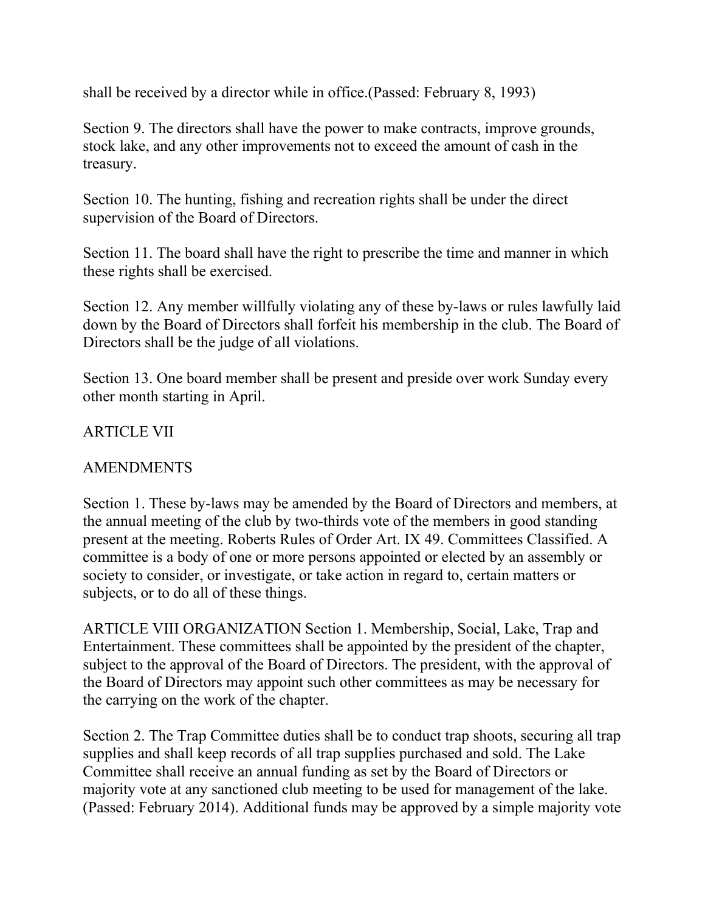shall be received by a director while in office.(Passed: February 8, 1993)

Section 9. The directors shall have the power to make contracts, improve grounds, stock lake, and any other improvements not to exceed the amount of cash in the treasury.

Section 10. The hunting, fishing and recreation rights shall be under the direct supervision of the Board of Directors.

Section 11. The board shall have the right to prescribe the time and manner in which these rights shall be exercised.

Section 12. Any member willfully violating any of these by-laws or rules lawfully laid down by the Board of Directors shall forfeit his membership in the club. The Board of Directors shall be the judge of all violations.

Section 13. One board member shall be present and preside over work Sunday every other month starting in April.

ARTICLE VII

AMENDMENTS

Section 1. These by-laws may be amended by the Board of Directors and members, at the annual meeting of the club by two-thirds vote of the members in good standing present at the meeting. Roberts Rules of Order Art. IX 49. Committees Classified. A committee is a body of one or more persons appointed or elected by an assembly or society to consider, or investigate, or take action in regard to, certain matters or subjects, or to do all of these things.

ARTICLE VIII ORGANIZATION Section 1. Membership, Social, Lake, Trap and Entertainment. These committees shall be appointed by the president of the chapter, subject to the approval of the Board of Directors. The president, with the approval of the Board of Directors may appoint such other committees as may be necessary for the carrying on the work of the chapter.

Section 2. The Trap Committee duties shall be to conduct trap shoots, securing all trap supplies and shall keep records of all trap supplies purchased and sold. The Lake Committee shall receive an annual funding as set by the Board of Directors or majority vote at any sanctioned club meeting to be used for management of the lake. (Passed: February 2014). Additional funds may be approved by a simple majority vote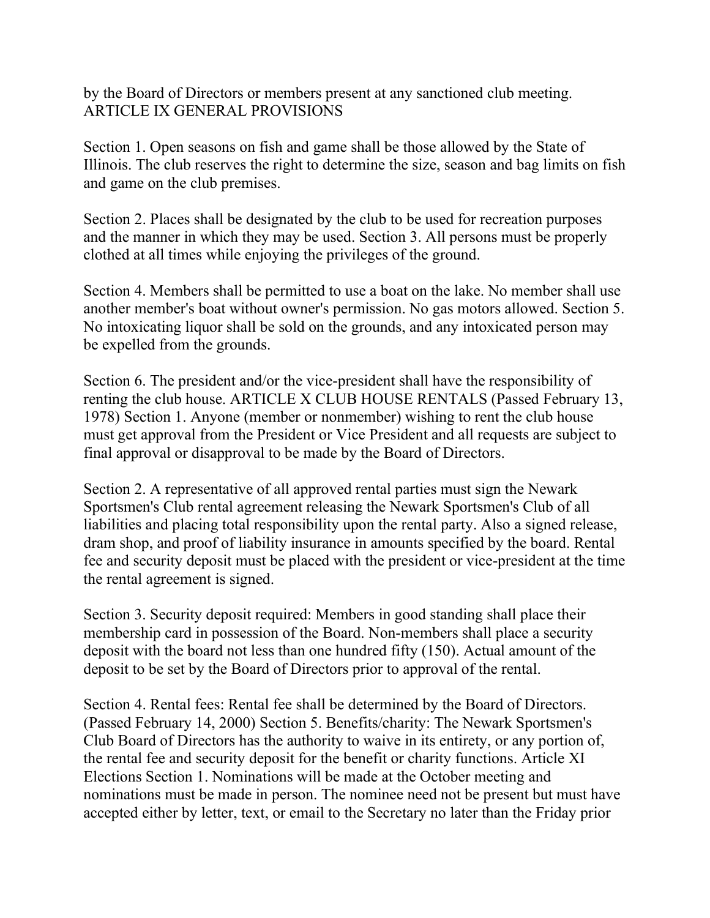by the Board of Directors or members present at any sanctioned club meeting.

## ARTICLE IX GENERAL PROVISIONS

Section 1. Open seasons on fish and game shall be those allowed by the State of Illinois. The club reserves the right to determine the size, season and bag limits on fish and game on the club premises.

Section 2. Places shall be designated by the club to be used for recreation purposes and the manner in which they may be used. Section 3. All persons must be properly clothed at all times while enjoying the privileges of the ground.

Section 4. Members shall be permitted to use a boat on the lake. No member shall use another member's boat without owner's permission. No gas motors allowed. Section 5. No intoxicating liquor shall be sold on the grounds, and any intoxicated person may be expelled from the grounds.

Section 6. The president and/or the vice-president shall have the responsibility of renting the club house. ARTICLE X CLUB HOUSE RENTALS (Passed February 13, 1978) Section 1. Anyone (member or nonmember) wishing to rent the club house must get approval from the President or Vice President and all requests are subject to final approval or disapproval to be made by the Board of Directors.

Section 2. A representative of all approved rental parties must sign the Newark Sportsmen's Club rental agreement releasing the Newark Sportsmen's Club of all liabilities and placing total responsibility upon the rental party. Also a signed release, dram shop, and proof of liability insurance in amounts specified by the board. Rental fee and security deposit must be placed with the president or vice-president at the time the rental agreement is signed.

Section 3. Security deposit required: Members in good standing shall place their membership card in possession of the Board. Non-members shall place a security deposit with the board not less than one hundred fifty (150). Actual amount of the deposit to be set by the Board of Directors prior to approval of the rental.

Section 4. Rental fees: Rental fee shall be determined by the Board of Directors. (Passed February 14, 2000) Section 5. Benefits/charity: The Newark Sportsmen's Club Board of Directors has the authority to waive in its entirety, or any portion of, the rental fee and security deposit for the benefit or charity functions. Article XI Elections Section 1. Nominations will be made at the October meeting and nominations must be made in person. The nominee need not be present but must have accepted either by letter, text, or email to the Secretary no later than the Friday prior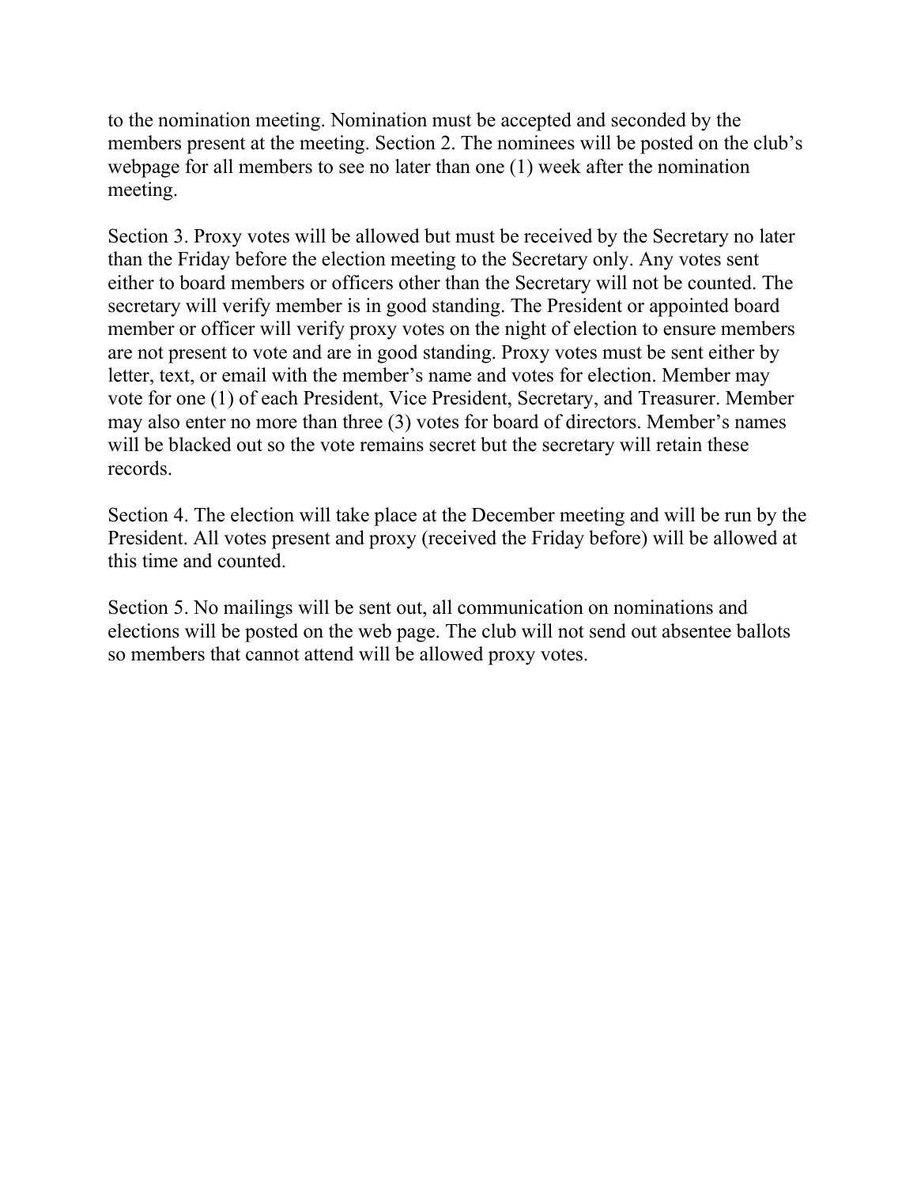to the nomination meeting. Nomination must be accepted and seconded by the members present at the meeting. Section 2. The nominees will be posted on the club's webpage for all members to see no later than one (1) week after the nomination meeting.

Section 3. Proxy votes will be allowed but must be received by the Secretary no later than the Friday before the election meeting to the Secretary only. Any votes sent either to board members or officers other than the Secretary will not be counted. The secretary will verify member is in good standing. The President or appointed board member or officer will verify proxy votes on the night of election to ensure members are not present to vote and are in good standing. Proxy votes must be sent either by letter, text, or email with the member's name and votes for election. Member may vote for one (1) of each President, Vice President, Secretary, and Treasurer. Member may also enter no more than three (3) votes for board of directors. Member's names will be blacked out so the vote remains secret but the secretary will retain these records.

Section 4. The election will take place at the December meeting and will be run by the President. All votes present and proxy (received the Friday before) will be allowed at this time and counted.

Section 5. No mailings will be sent out, all communication on nominations and elections will be posted on the web page. The club will not send out absentee ballots so members that cannot attend will be allowed proxy votes.